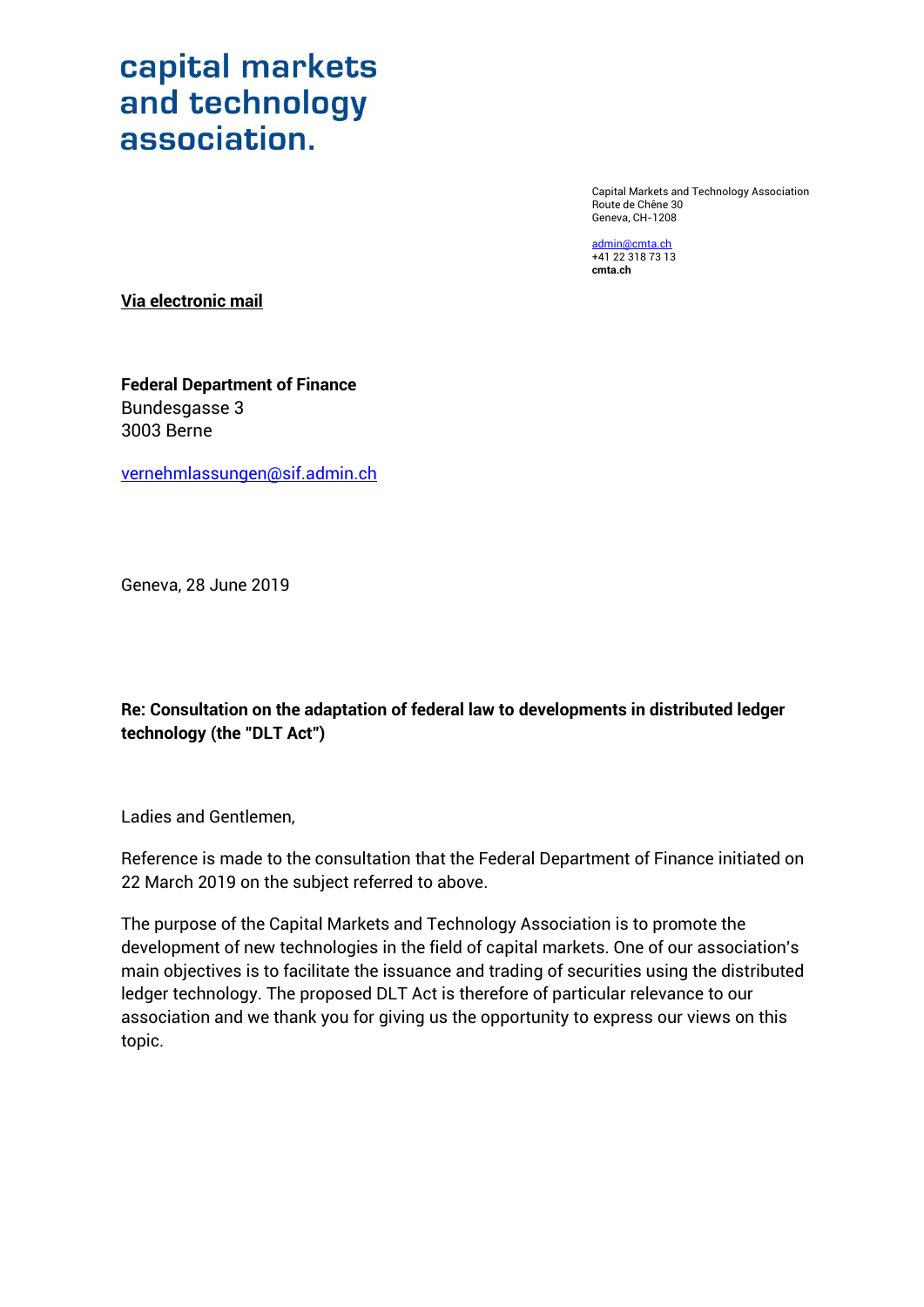# capital markets and technology association.

Capital Markets and Technology Association
Route de Chêne 30
Geneva, CH-1208

admin@cmta.ch
+41 22 318 73 13
**cmta.ch**

**Via electronic mail**

**Federal Department of Finance**
Bundesgasse 3
3003 Berne

vernehmlassungen@sif.admin.ch

Geneva, 28 June 2019

**Re: Consultation on the adaptation of federal law to developments in distributed ledger technology (the "DLT Act")**

Ladies and Gentlemen,

Reference is made to the consultation that the Federal Department of Finance initiated on 22 March 2019 on the subject referred to above.

The purpose of the Capital Markets and Technology Association is to promote the development of new technologies in the field of capital markets. One of our association's main objectives is to facilitate the issuance and trading of securities using the distributed ledger technology. The proposed DLT Act is therefore of particular relevance to our association and we thank you for giving us the opportunity to express our views on this topic.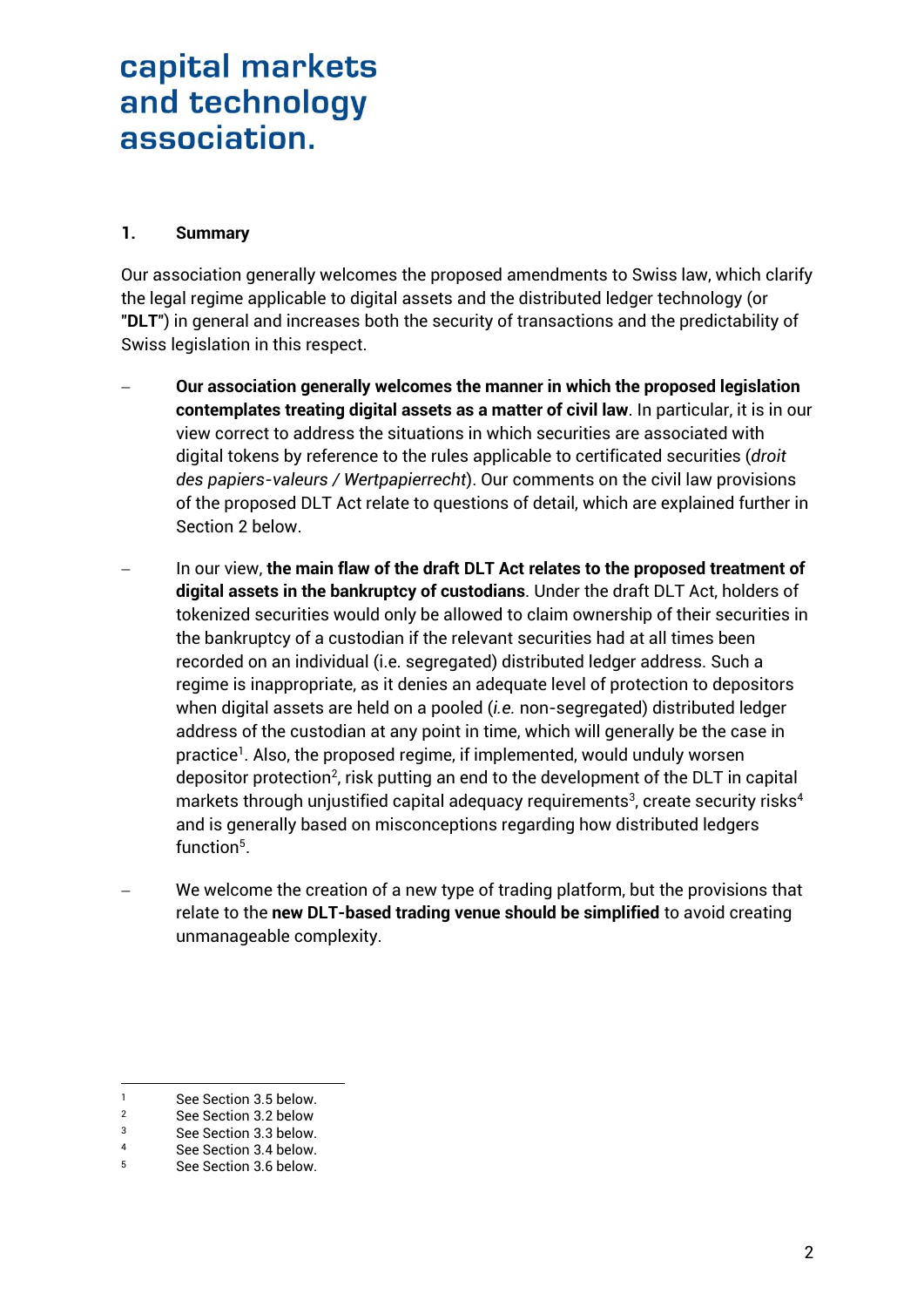capital markets and technology association.

## 1. Summary

Our association generally welcomes the proposed amendments to Swiss law, which clarify the legal regime applicable to digital assets and the distributed ledger technology (or "**DLT**") in general and increases both the security of transactions and the predictability of Swiss legislation in this respect.

- **Our association generally welcomes the manner in which the proposed legislation contemplates treating digital assets as a matter of civil law**. In particular, it is in our view correct to address the situations in which securities are associated with digital tokens by reference to the rules applicable to certificated securities (*droit des papiers-valeurs / Wertpapierrecht*). Our comments on the civil law provisions of the proposed DLT Act relate to questions of detail, which are explained further in Section 2 below.

- In our view, **the main flaw of the draft DLT Act relates to the proposed treatment of digital assets in the bankruptcy of custodians**. Under the draft DLT Act, holders of tokenized securities would only be allowed to claim ownership of their securities in the bankruptcy of a custodian if the relevant securities had at all times been recorded on an individual (i.e. segregated) distributed ledger address. Such a regime is inappropriate, as it denies an adequate level of protection to depositors when digital assets are held on a pooled (*i.e.* non-segregated) distributed ledger address of the custodian at any point in time, which will generally be the case in practice[1]. Also, the proposed regime, if implemented, would unduly worsen depositor protection[2], risk putting an end to the development of the DLT in capital markets through unjustified capital adequacy requirements[3], create security risks[4] and is generally based on misconceptions regarding how distributed ledgers function[5].

- We welcome the creation of a new type of trading platform, but the provisions that relate to the **new DLT-based trading venue should be simplified** to avoid creating unmanageable complexity.

---

[1] See Section 3.5 below.
[2] See Section 3.2 below
[3] See Section 3.3 below.
[4] See Section 3.4 below.
[5] See Section 3.6 below.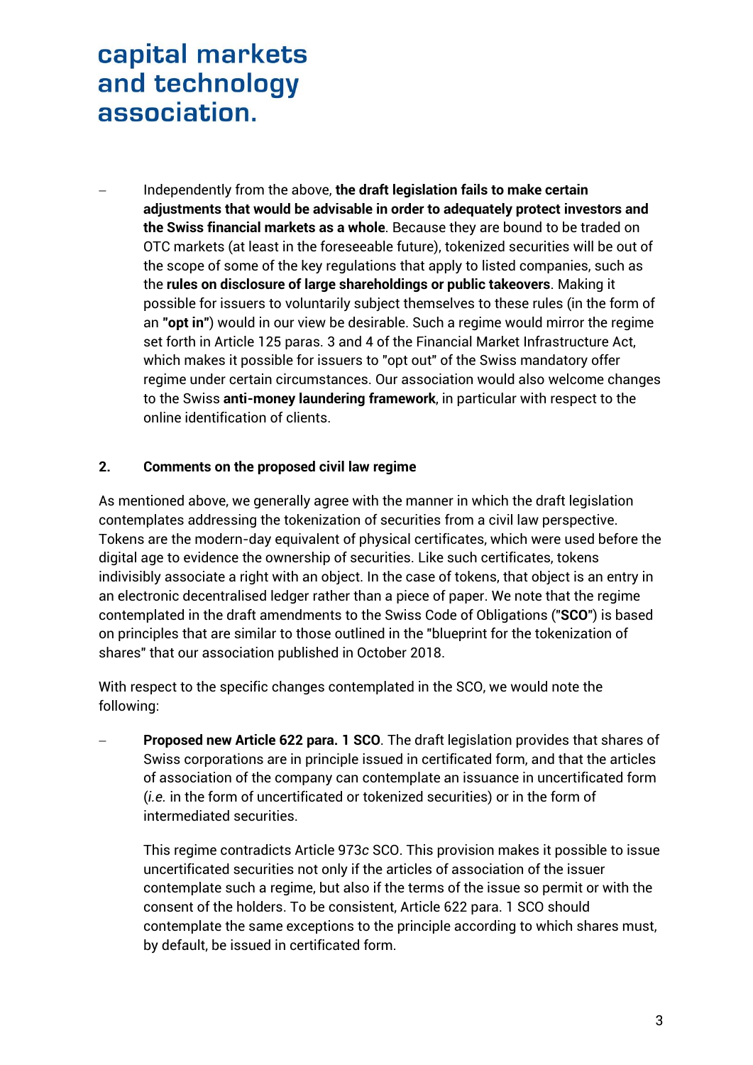- Independently from the above, **the draft legislation fails to make certain adjustments that would be advisable in order to adequately protect investors and the Swiss financial markets as a whole**. Because they are bound to be traded on OTC markets (at least in the foreseeable future), tokenized securities will be out of the scope of some of the key regulations that apply to listed companies, such as the **rules on disclosure of large shareholdings or public takeovers**. Making it possible for issuers to voluntarily subject themselves to these rules (in the form of an **"opt in"**) would in our view be desirable. Such a regime would mirror the regime set forth in Article 125 paras. 3 and 4 of the Financial Market Infrastructure Act, which makes it possible for issuers to "opt out" of the Swiss mandatory offer regime under certain circumstances. Our association would also welcome changes to the Swiss **anti-money laundering framework**, in particular with respect to the online identification of clients.

## 2. Comments on the proposed civil law regime

As mentioned above, we generally agree with the manner in which the draft legislation contemplates addressing the tokenization of securities from a civil law perspective. Tokens are the modern-day equivalent of physical certificates, which were used before the digital age to evidence the ownership of securities. Like such certificates, tokens indivisibly associate a right with an object. In the case of tokens, that object is an entry in an electronic decentralised ledger rather than a piece of paper. We note that the regime contemplated in the draft amendments to the Swiss Code of Obligations ("**SCO**") is based on principles that are similar to those outlined in the "blueprint for the tokenization of shares" that our association published in October 2018.

With respect to the specific changes contemplated in the SCO, we would note the following:

- **Proposed new Article 622 para. 1 SCO**. The draft legislation provides that shares of Swiss corporations are in principle issued in certificated form, and that the articles of association of the company can contemplate an issuance in uncertificated form (*i.e.* in the form of uncertificated or tokenized securities) or in the form of intermediated securities.

  This regime contradicts Article 973*c* SCO. This provision makes it possible to issue uncertificated securities not only if the articles of association of the issuer contemplate such a regime, but also if the terms of the issue so permit or with the consent of the holders. To be consistent, Article 622 para. 1 SCO should contemplate the same exceptions to the principle according to which shares must, by default, be issued in certificated form.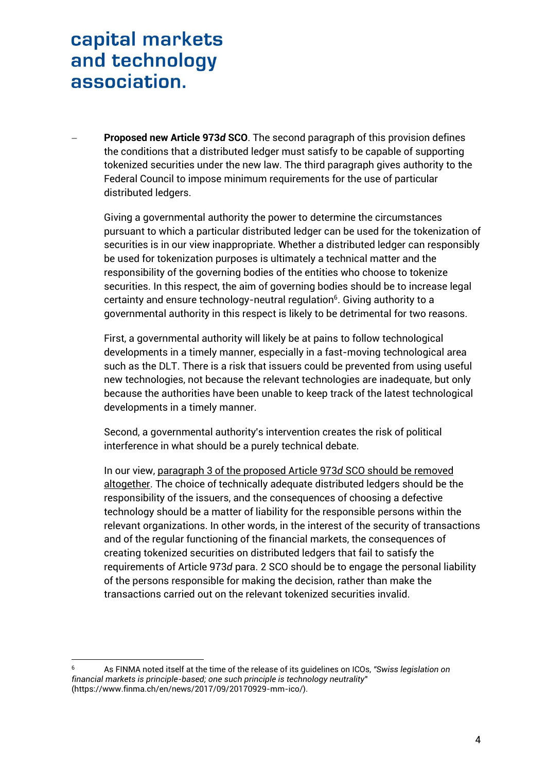- **Proposed new Article 973*d* SCO**. The second paragraph of this provision defines the conditions that a distributed ledger must satisfy to be capable of supporting tokenized securities under the new law. The third paragraph gives authority to the Federal Council to impose minimum requirements for the use of particular distributed ledgers.

  Giving a governmental authority the power to determine the circumstances pursuant to which a particular distributed ledger can be used for the tokenization of securities is in our view inappropriate. Whether a distributed ledger can responsibly be used for tokenization purposes is ultimately a technical matter and the responsibility of the governing bodies of the entities who choose to tokenize securities. In this respect, the aim of governing bodies should be to increase legal certainty and ensure technology-neutral regulation[6]. Giving authority to a governmental authority in this respect is likely to be detrimental for two reasons.

  First, a governmental authority will likely be at pains to follow technological developments in a timely manner, especially in a fast-moving technological area such as the DLT. There is a risk that issuers could be prevented from using useful new technologies, not because the relevant technologies are inadequate, but only because the authorities have been unable to keep track of the latest technological developments in a timely manner.

  Second, a governmental authority's intervention creates the risk of political interference in what should be a purely technical debate.

  In our view, paragraph 3 of the proposed Article 973*d* SCO should be removed altogether. The choice of technically adequate distributed ledgers should be the responsibility of the issuers, and the consequences of choosing a defective technology should be a matter of liability for the responsible persons within the relevant organizations. In other words, in the interest of the security of transactions and of the regular functioning of the financial markets, the consequences of creating tokenized securities on distributed ledgers that fail to satisfy the requirements of Article 973*d* para. 2 SCO should be to engage the personal liability of the persons responsible for making the decision, rather than make the transactions carried out on the relevant tokenized securities invalid.

---

[6] As FINMA noted itself at the time of the release of its guidelines on ICOs, *"Swiss legislation on financial markets is principle-based; one such principle is technology neutrality"* (https://www.finma.ch/en/news/2017/09/20170929-mm-ico/).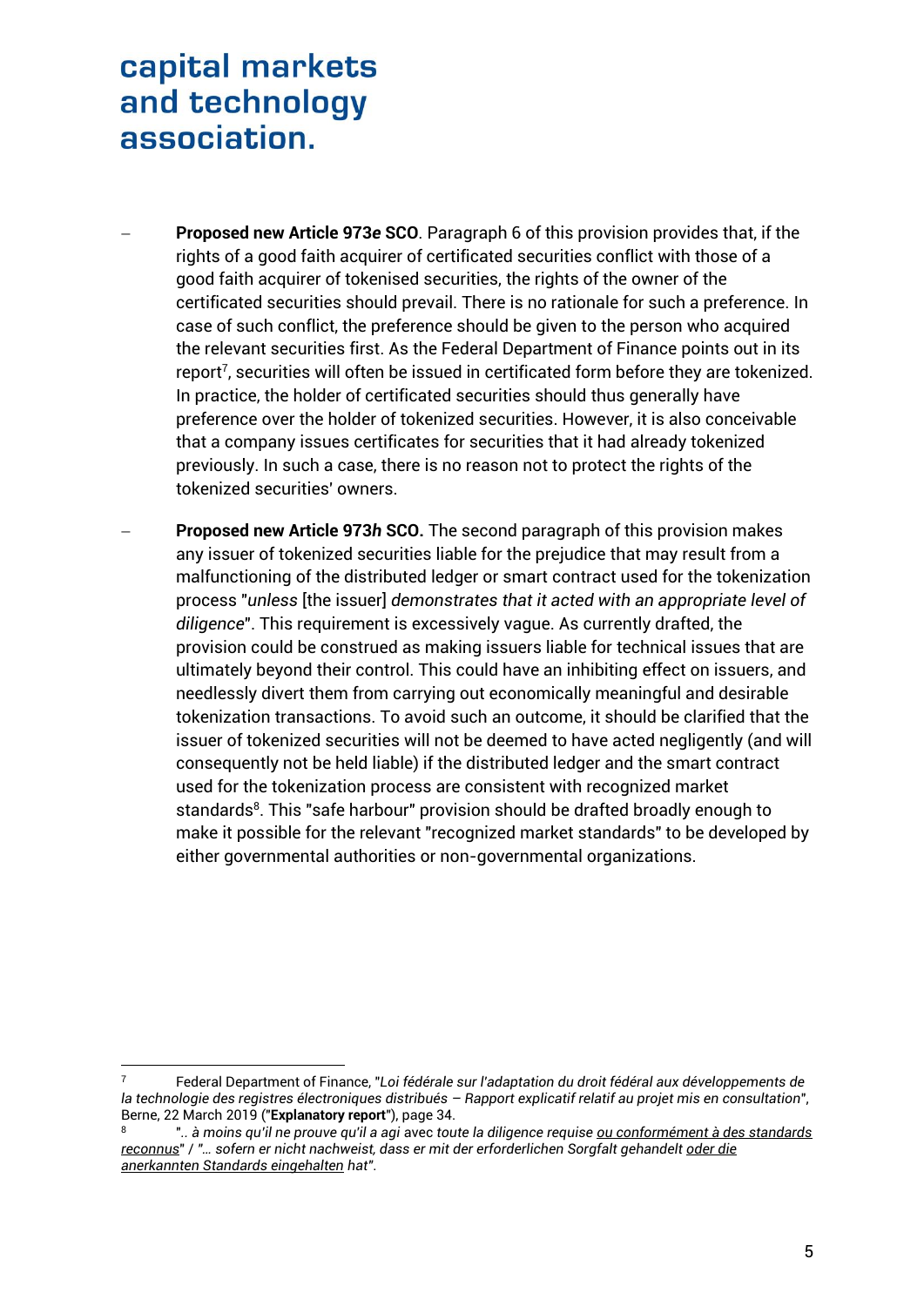- **Proposed new Article 973*e* SCO**. Paragraph 6 of this provision provides that, if the rights of a good faith acquirer of certificated securities conflict with those of a good faith acquirer of tokenised securities, the rights of the owner of the certificated securities should prevail. There is no rationale for such a preference. In case of such conflict, the preference should be given to the person who acquired the relevant securities first. As the Federal Department of Finance points out in its report[7], securities will often be issued in certificated form before they are tokenized. In practice, the holder of certificated securities should thus generally have preference over the holder of tokenized securities. However, it is also conceivable that a company issues certificates for securities that it had already tokenized previously. In such a case, there is no reason not to protect the rights of the tokenized securities' owners.

- **Proposed new Article 973*h* SCO.** The second paragraph of this provision makes any issuer of tokenized securities liable for the prejudice that may result from a malfunctioning of the distributed ledger or smart contract used for the tokenization process "*unless* [the issuer] *demonstrates that it acted with an appropriate level of diligence*". This requirement is excessively vague. As currently drafted, the provision could be construed as making issuers liable for technical issues that are ultimately beyond their control. This could have an inhibiting effect on issuers, and needlessly divert them from carrying out economically meaningful and desirable tokenization transactions. To avoid such an outcome, it should be clarified that the issuer of tokenized securities will not be deemed to have acted negligently (and will consequently not be held liable) if the distributed ledger and the smart contract used for the tokenization process are consistent with recognized market standards[8]. This "safe harbour" provision should be drafted broadly enough to make it possible for the relevant "recognized market standards" to be developed by either governmental authorities or non-governmental organizations.

---

[7] Federal Department of Finance, "*Loi fédérale sur l'adaptation du droit fédéral aux développements de la technologie des registres électroniques distribués – Rapport explicatif relatif au projet mis en consultation*", Berne, 22 March 2019 ("**Explanatory report**"), page 34.

[8] "*.. à moins qu'il ne prouve qu'il a agi* avec *toute la diligence requise <u>ou conformément à des standards reconnus</u>*" / "*… sofern er nicht nachweist, dass er mit der erforderlichen Sorgfalt gehandelt <u>oder die anerkannten Standards eingehalten</u> hat*".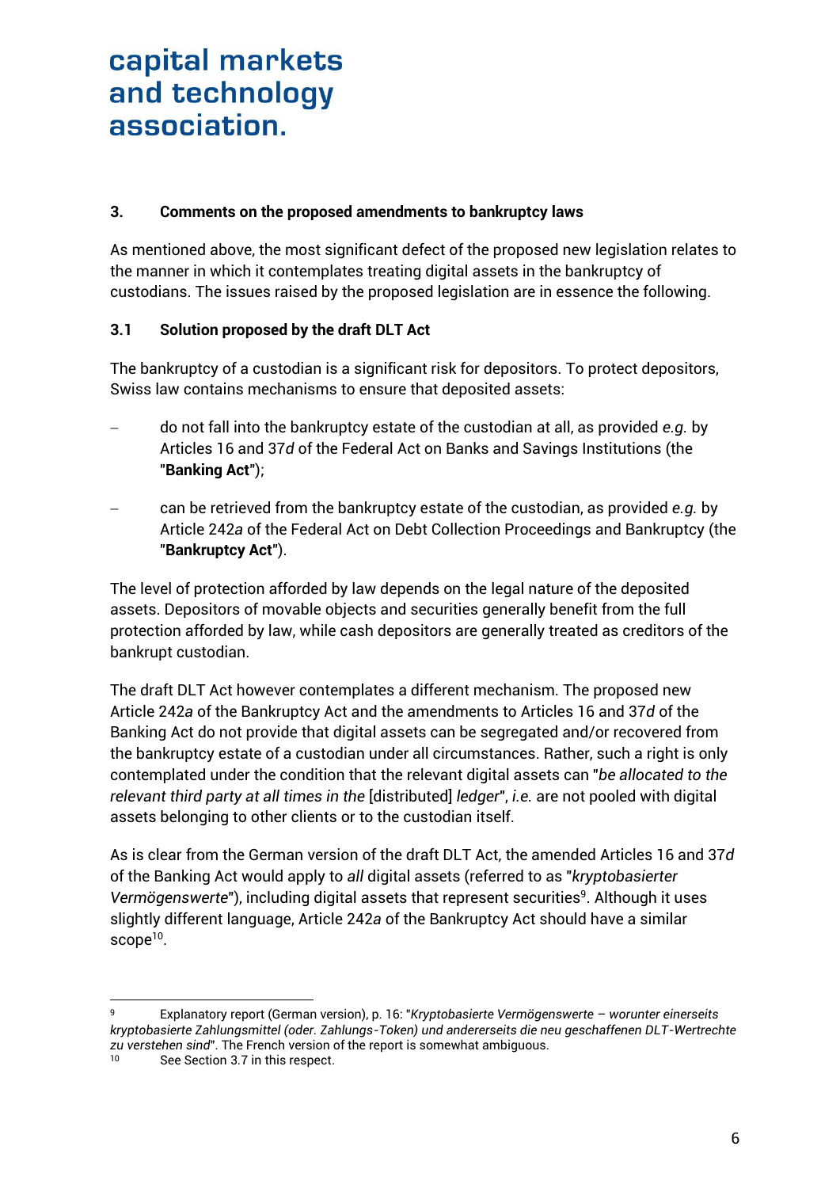## 3. Comments on the proposed amendments to bankruptcy laws

As mentioned above, the most significant defect of the proposed new legislation relates to the manner in which it contemplates treating digital assets in the bankruptcy of custodians. The issues raised by the proposed legislation are in essence the following.

### 3.1 Solution proposed by the draft DLT Act

The bankruptcy of a custodian is a significant risk for depositors. To protect depositors, Swiss law contains mechanisms to ensure that deposited assets:

- do not fall into the bankruptcy estate of the custodian at all, as provided *e.g.* by Articles 16 and 37*d* of the Federal Act on Banks and Savings Institutions (the "**Banking Act**");
- can be retrieved from the bankruptcy estate of the custodian, as provided *e.g.* by Article 242*a* of the Federal Act on Debt Collection Proceedings and Bankruptcy (the "**Bankruptcy Act**").

The level of protection afforded by law depends on the legal nature of the deposited assets. Depositors of movable objects and securities generally benefit from the full protection afforded by law, while cash depositors are generally treated as creditors of the bankrupt custodian.

The draft DLT Act however contemplates a different mechanism. The proposed new Article 242*a* of the Bankruptcy Act and the amendments to Articles 16 and 37*d* of the Banking Act do not provide that digital assets can be segregated and/or recovered from the bankruptcy estate of a custodian under all circumstances. Rather, such a right is only contemplated under the condition that the relevant digital assets can "*be allocated to the relevant third party at all times in the* [distributed] *ledger*", *i.e.* are not pooled with digital assets belonging to other clients or to the custodian itself.

As is clear from the German version of the draft DLT Act, the amended Articles 16 and 37*d* of the Banking Act would apply to *all* digital assets (referred to as "*kryptobasierter Vermögenswerte*"), including digital assets that represent securities[9]. Although it uses slightly different language, Article 242*a* of the Bankruptcy Act should have a similar scope[10].

---

[9] Explanatory report (German version), p. 16: "*Kryptobasierte Vermögenswerte – worunter einerseits kryptobasierte Zahlungsmittel (oder. Zahlungs-Token) und andererseits die neu geschaffenen DLT-Wertrechte zu verstehen sind*". The French version of the report is somewhat ambiguous.

[10] See Section 3.7 in this respect.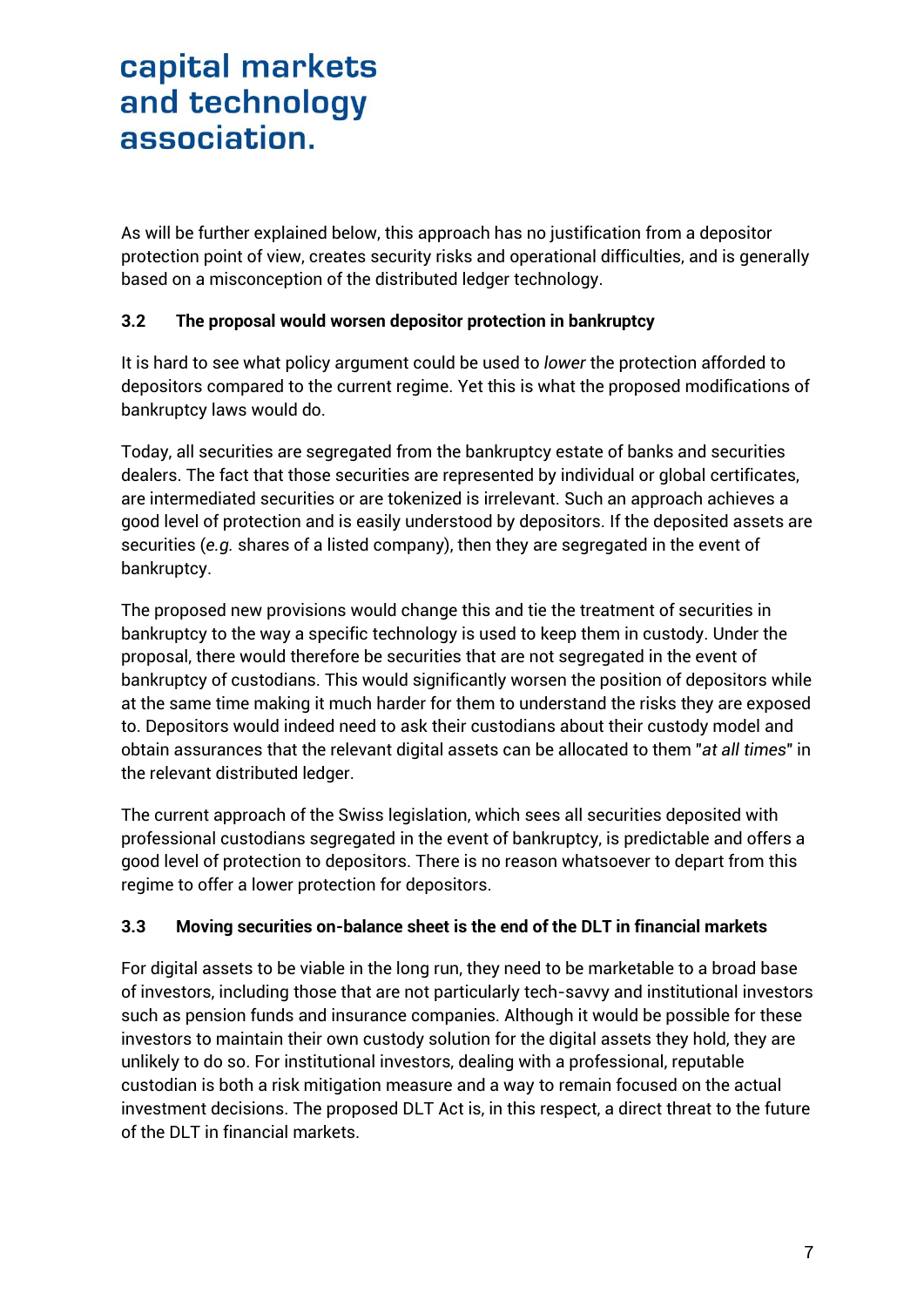As will be further explained below, this approach has no justification from a depositor protection point of view, creates security risks and operational difficulties, and is generally based on a misconception of the distributed ledger technology.

### 3.2 The proposal would worsen depositor protection in bankruptcy

It is hard to see what policy argument could be used to *lower* the protection afforded to depositors compared to the current regime. Yet this is what the proposed modifications of bankruptcy laws would do.

Today, all securities are segregated from the bankruptcy estate of banks and securities dealers. The fact that those securities are represented by individual or global certificates, are intermediated securities or are tokenized is irrelevant. Such an approach achieves a good level of protection and is easily understood by depositors. If the deposited assets are securities (*e.g.* shares of a listed company), then they are segregated in the event of bankruptcy.

The proposed new provisions would change this and tie the treatment of securities in bankruptcy to the way a specific technology is used to keep them in custody. Under the proposal, there would therefore be securities that are not segregated in the event of bankruptcy of custodians. This would significantly worsen the position of depositors while at the same time making it much harder for them to understand the risks they are exposed to. Depositors would indeed need to ask their custodians about their custody model and obtain assurances that the relevant digital assets can be allocated to them "*at all times*" in the relevant distributed ledger.

The current approach of the Swiss legislation, which sees all securities deposited with professional custodians segregated in the event of bankruptcy, is predictable and offers a good level of protection to depositors. There is no reason whatsoever to depart from this regime to offer a lower protection for depositors.

### 3.3 Moving securities on-balance sheet is the end of the DLT in financial markets

For digital assets to be viable in the long run, they need to be marketable to a broad base of investors, including those that are not particularly tech-savvy and institutional investors such as pension funds and insurance companies. Although it would be possible for these investors to maintain their own custody solution for the digital assets they hold, they are unlikely to do so. For institutional investors, dealing with a professional, reputable custodian is both a risk mitigation measure and a way to remain focused on the actual investment decisions. The proposed DLT Act is, in this respect, a direct threat to the future of the DLT in financial markets.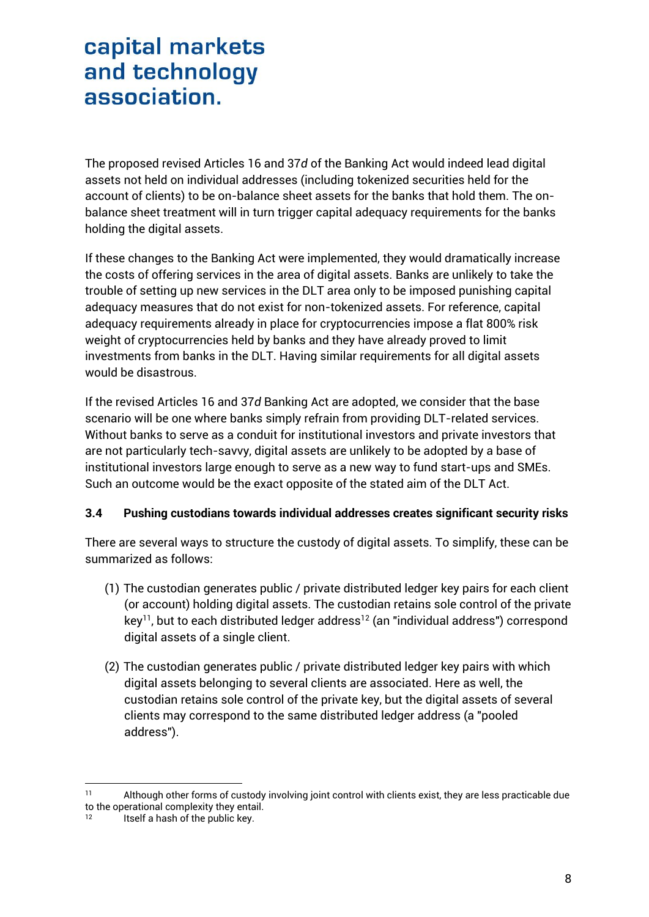The proposed revised Articles 16 and 37*d* of the Banking Act would indeed lead digital assets not held on individual addresses (including tokenized securities held for the account of clients) to be on-balance sheet assets for the banks that hold them. The on-balance sheet treatment will in turn trigger capital adequacy requirements for the banks holding the digital assets.

If these changes to the Banking Act were implemented, they would dramatically increase the costs of offering services in the area of digital assets. Banks are unlikely to take the trouble of setting up new services in the DLT area only to be imposed punishing capital adequacy measures that do not exist for non-tokenized assets. For reference, capital adequacy requirements already in place for cryptocurrencies impose a flat 800% risk weight of cryptocurrencies held by banks and they have already proved to limit investments from banks in the DLT. Having similar requirements for all digital assets would be disastrous.

If the revised Articles 16 and 37*d* Banking Act are adopted, we consider that the base scenario will be one where banks simply refrain from providing DLT-related services. Without banks to serve as a conduit for institutional investors and private investors that are not particularly tech-savvy, digital assets are unlikely to be adopted by a base of institutional investors large enough to serve as a new way to fund start-ups and SMEs. Such an outcome would be the exact opposite of the stated aim of the DLT Act.

### 3.4 Pushing custodians towards individual addresses creates significant security risks

There are several ways to structure the custody of digital assets. To simplify, these can be summarized as follows:

(1) The custodian generates public / private distributed ledger key pairs for each client (or account) holding digital assets. The custodian retains sole control of the private key[11], but to each distributed ledger address[12] (an "individual address") correspond digital assets of a single client.

(2) The custodian generates public / private distributed ledger key pairs with which digital assets belonging to several clients are associated. Here as well, the custodian retains sole control of the private key, but the digital assets of several clients may correspond to the same distributed ledger address (a "pooled address").

---

[11] Although other forms of custody involving joint control with clients exist, they are less practicable due to the operational complexity they entail.

[12] Itself a hash of the public key.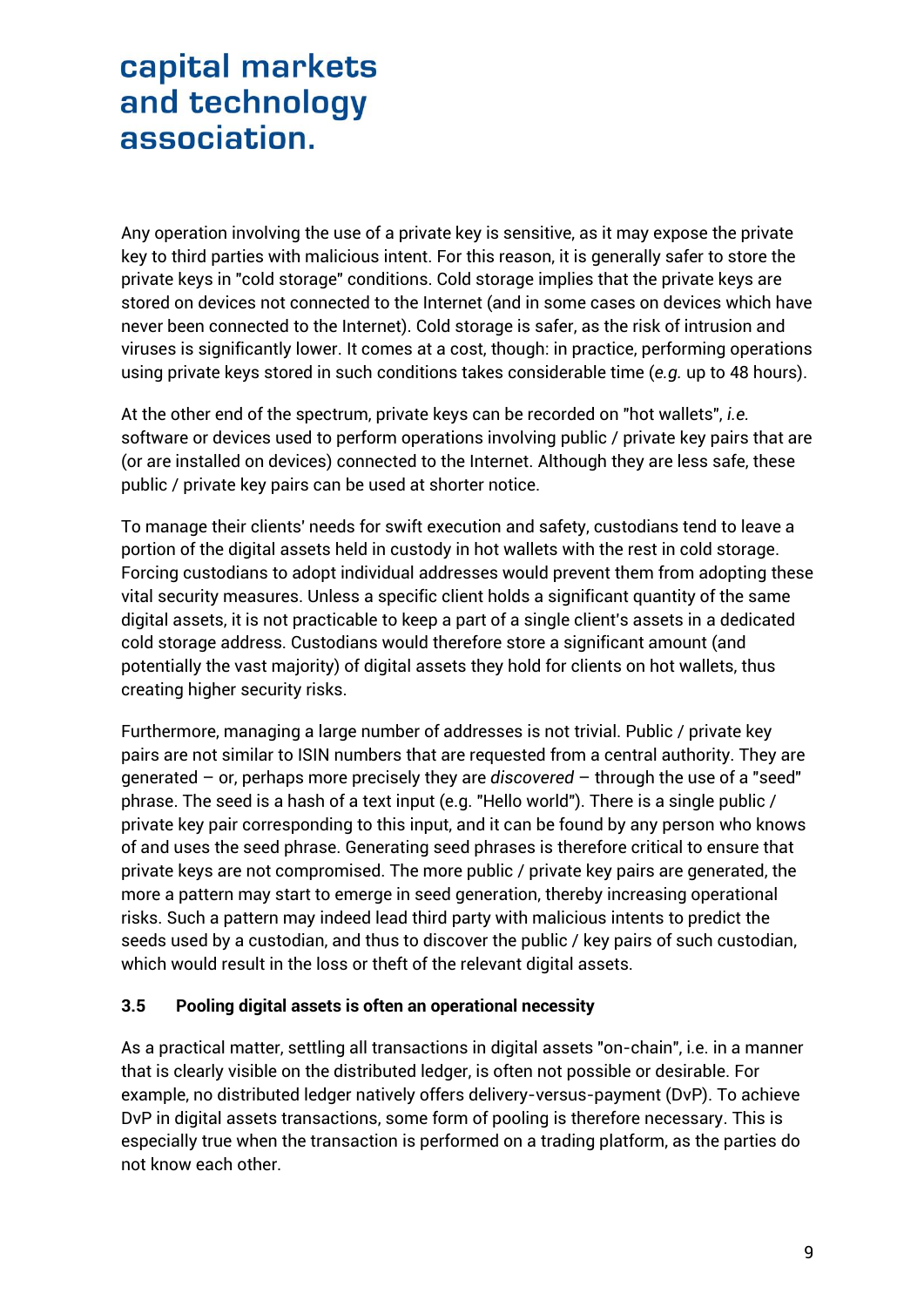Any operation involving the use of a private key is sensitive, as it may expose the private key to third parties with malicious intent. For this reason, it is generally safer to store the private keys in "cold storage" conditions. Cold storage implies that the private keys are stored on devices not connected to the Internet (and in some cases on devices which have never been connected to the Internet). Cold storage is safer, as the risk of intrusion and viruses is significantly lower. It comes at a cost, though: in practice, performing operations using private keys stored in such conditions takes considerable time (*e.g.* up to 48 hours).

At the other end of the spectrum, private keys can be recorded on "hot wallets", *i.e.* software or devices used to perform operations involving public / private key pairs that are (or are installed on devices) connected to the Internet. Although they are less safe, these public / private key pairs can be used at shorter notice.

To manage their clients' needs for swift execution and safety, custodians tend to leave a portion of the digital assets held in custody in hot wallets with the rest in cold storage. Forcing custodians to adopt individual addresses would prevent them from adopting these vital security measures. Unless a specific client holds a significant quantity of the same digital assets, it is not practicable to keep a part of a single client's assets in a dedicated cold storage address. Custodians would therefore store a significant amount (and potentially the vast majority) of digital assets they hold for clients on hot wallets, thus creating higher security risks.

Furthermore, managing a large number of addresses is not trivial. Public / private key pairs are not similar to ISIN numbers that are requested from a central authority. They are generated – or, perhaps more precisely they are *discovered* – through the use of a "seed" phrase. The seed is a hash of a text input (e.g. "Hello world"). There is a single public / private key pair corresponding to this input, and it can be found by any person who knows of and uses the seed phrase. Generating seed phrases is therefore critical to ensure that private keys are not compromised. The more public / private key pairs are generated, the more a pattern may start to emerge in seed generation, thereby increasing operational risks. Such a pattern may indeed lead third party with malicious intents to predict the seeds used by a custodian, and thus to discover the public / key pairs of such custodian, which would result in the loss or theft of the relevant digital assets.

### 3.5 Pooling digital assets is often an operational necessity

As a practical matter, settling all transactions in digital assets "on-chain", i.e. in a manner that is clearly visible on the distributed ledger, is often not possible or desirable. For example, no distributed ledger natively offers delivery-versus-payment (DvP). To achieve DvP in digital assets transactions, some form of pooling is therefore necessary. This is especially true when the transaction is performed on a trading platform, as the parties do not know each other.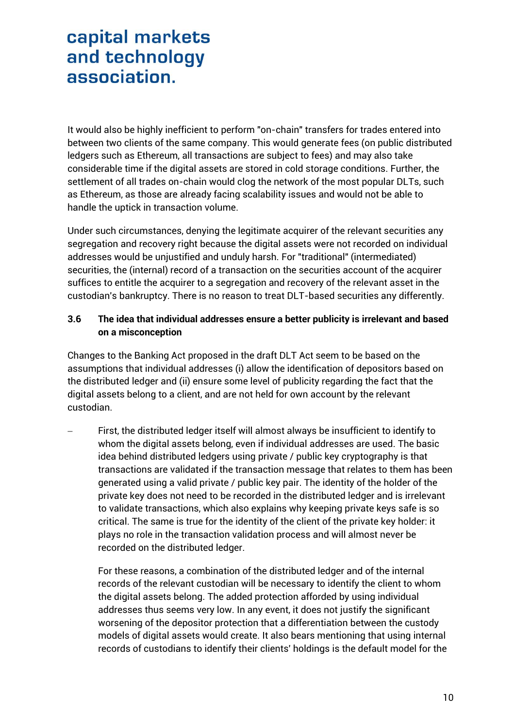It would also be highly inefficient to perform "on-chain" transfers for trades entered into between two clients of the same company. This would generate fees (on public distributed ledgers such as Ethereum, all transactions are subject to fees) and may also take considerable time if the digital assets are stored in cold storage conditions. Further, the settlement of all trades on-chain would clog the network of the most popular DLTs, such as Ethereum, as those are already facing scalability issues and would not be able to handle the uptick in transaction volume.

Under such circumstances, denying the legitimate acquirer of the relevant securities any segregation and recovery right because the digital assets were not recorded on individual addresses would be unjustified and unduly harsh. For "traditional" (intermediated) securities, the (internal) record of a transaction on the securities account of the acquirer suffices to entitle the acquirer to a segregation and recovery of the relevant asset in the custodian's bankruptcy. There is no reason to treat DLT-based securities any differently.

### 3.6 The idea that individual addresses ensure a better publicity is irrelevant and based on a misconception

Changes to the Banking Act proposed in the draft DLT Act seem to be based on the assumptions that individual addresses (i) allow the identification of depositors based on the distributed ledger and (ii) ensure some level of publicity regarding the fact that the digital assets belong to a client, and are not held for own account by the relevant custodian.

- First, the distributed ledger itself will almost always be insufficient to identify to whom the digital assets belong, even if individual addresses are used. The basic idea behind distributed ledgers using private / public key cryptography is that transactions are validated if the transaction message that relates to them has been generated using a valid private / public key pair. The identity of the holder of the private key does not need to be recorded in the distributed ledger and is irrelevant to validate transactions, which also explains why keeping private keys safe is so critical. The same is true for the identity of the client of the private key holder: it plays no role in the transaction validation process and will almost never be recorded on the distributed ledger.

  For these reasons, a combination of the distributed ledger and of the internal records of the relevant custodian will be necessary to identify the client to whom the digital assets belong. The added protection afforded by using individual addresses thus seems very low. In any event, it does not justify the significant worsening of the depositor protection that a differentiation between the custody models of digital assets would create. It also bears mentioning that using internal records of custodians to identify their clients' holdings is the default model for the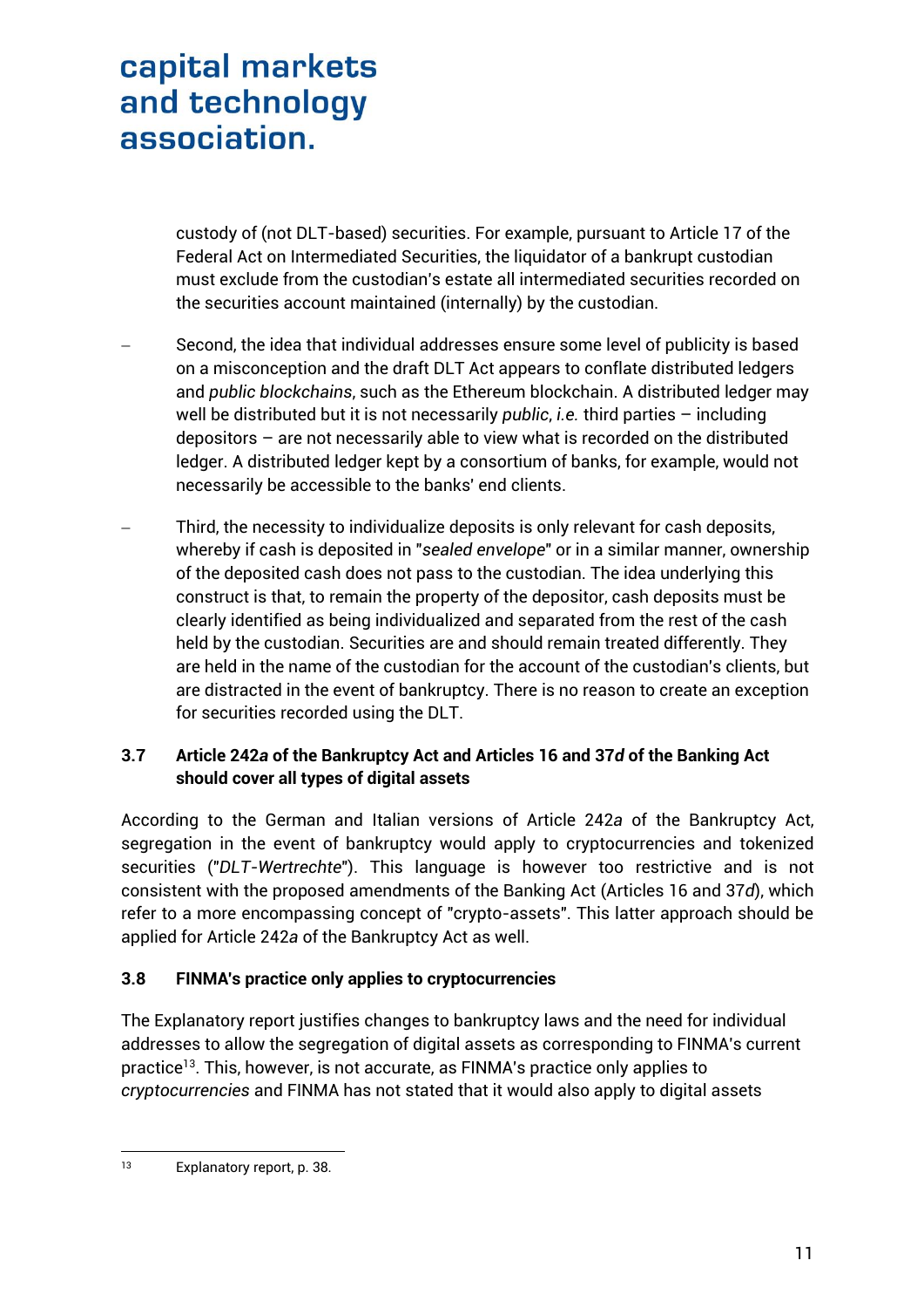custody of (not DLT-based) securities. For example, pursuant to Article 17 of the Federal Act on Intermediated Securities, the liquidator of a bankrupt custodian must exclude from the custodian's estate all intermediated securities recorded on the securities account maintained (internally) by the custodian.

- Second, the idea that individual addresses ensure some level of publicity is based on a misconception and the draft DLT Act appears to conflate distributed ledgers and *public blockchains*, such as the Ethereum blockchain. A distributed ledger may well be distributed but it is not necessarily *public*, *i.e.* third parties – including depositors – are not necessarily able to view what is recorded on the distributed ledger. A distributed ledger kept by a consortium of banks, for example, would not necessarily be accessible to the banks' end clients.

- Third, the necessity to individualize deposits is only relevant for cash deposits, whereby if cash is deposited in "*sealed envelope*" or in a similar manner, ownership of the deposited cash does not pass to the custodian. The idea underlying this construct is that, to remain the property of the depositor, cash deposits must be clearly identified as being individualized and separated from the rest of the cash held by the custodian. Securities are and should remain treated differently. They are held in the name of the custodian for the account of the custodian's clients, but are distracted in the event of bankruptcy. There is no reason to create an exception for securities recorded using the DLT.

### 3.7 Article 242*a* of the Bankruptcy Act and Articles 16 and 37*d* of the Banking Act should cover all types of digital assets

According to the German and Italian versions of Article 242*a* of the Bankruptcy Act, segregation in the event of bankruptcy would apply to cryptocurrencies and tokenized securities ("*DLT-Wertrechte*"). This language is however too restrictive and is not consistent with the proposed amendments of the Banking Act (Articles 16 and 37*d*), which refer to a more encompassing concept of "crypto-assets". This latter approach should be applied for Article 242*a* of the Bankruptcy Act as well.

### 3.8 FINMA's practice only applies to cryptocurrencies

The Explanatory report justifies changes to bankruptcy laws and the need for individual addresses to allow the segregation of digital assets as corresponding to FINMA's current practice[13]. This, however, is not accurate, as FINMA's practice only applies to *cryptocurrencies* and FINMA has not stated that it would also apply to digital assets

[13] Explanatory report, p. 38.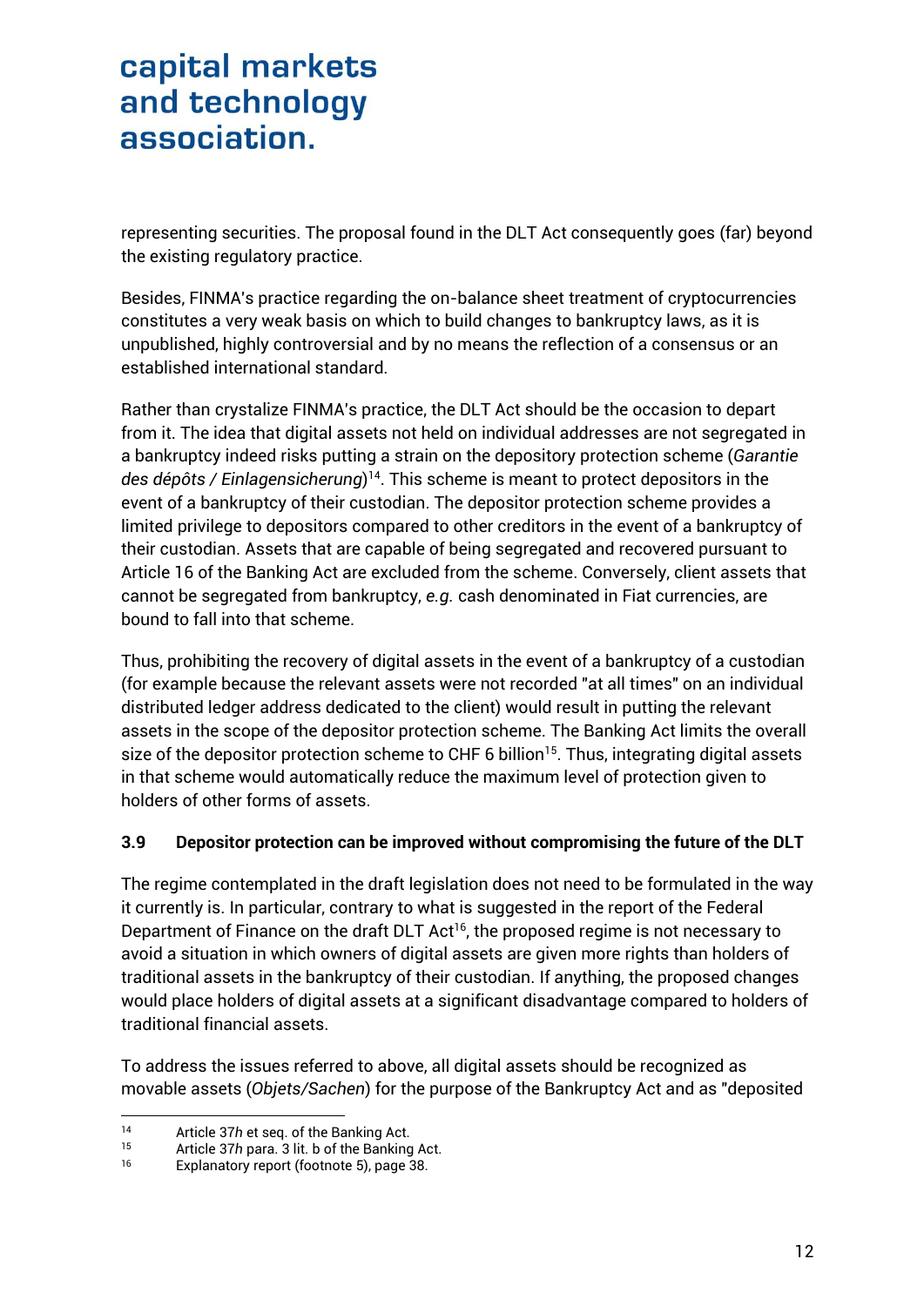representing securities. The proposal found in the DLT Act consequently goes (far) beyond the existing regulatory practice.

Besides, FINMA's practice regarding the on-balance sheet treatment of cryptocurrencies constitutes a very weak basis on which to build changes to bankruptcy laws, as it is unpublished, highly controversial and by no means the reflection of a consensus or an established international standard.

Rather than crystalize FINMA's practice, the DLT Act should be the occasion to depart from it. The idea that digital assets not held on individual addresses are not segregated in a bankruptcy indeed risks putting a strain on the depository protection scheme (*Garantie des dépôts / Einlagensicherung*)[14]. This scheme is meant to protect depositors in the event of a bankruptcy of their custodian. The depositor protection scheme provides a limited privilege to depositors compared to other creditors in the event of a bankruptcy of their custodian. Assets that are capable of being segregated and recovered pursuant to Article 16 of the Banking Act are excluded from the scheme. Conversely, client assets that cannot be segregated from bankruptcy, *e.g.* cash denominated in Fiat currencies, are bound to fall into that scheme.

Thus, prohibiting the recovery of digital assets in the event of a bankruptcy of a custodian (for example because the relevant assets were not recorded "at all times" on an individual distributed ledger address dedicated to the client) would result in putting the relevant assets in the scope of the depositor protection scheme. The Banking Act limits the overall size of the depositor protection scheme to CHF 6 billion[15]. Thus, integrating digital assets in that scheme would automatically reduce the maximum level of protection given to holders of other forms of assets.

### 3.9 Depositor protection can be improved without compromising the future of the DLT

The regime contemplated in the draft legislation does not need to be formulated in the way it currently is. In particular, contrary to what is suggested in the report of the Federal Department of Finance on the draft DLT Act[16], the proposed regime is not necessary to avoid a situation in which owners of digital assets are given more rights than holders of traditional assets in the bankruptcy of their custodian. If anything, the proposed changes would place holders of digital assets at a significant disadvantage compared to holders of traditional financial assets.

To address the issues referred to above, all digital assets should be recognized as movable assets (*Objets/Sachen*) for the purpose of the Bankruptcy Act and as "deposited

---

[14] Article 37*h* et seq. of the Banking Act.

[15] Article 37*h* para. 3 lit. b of the Banking Act.

[16] Explanatory report (footnote 5), page 38.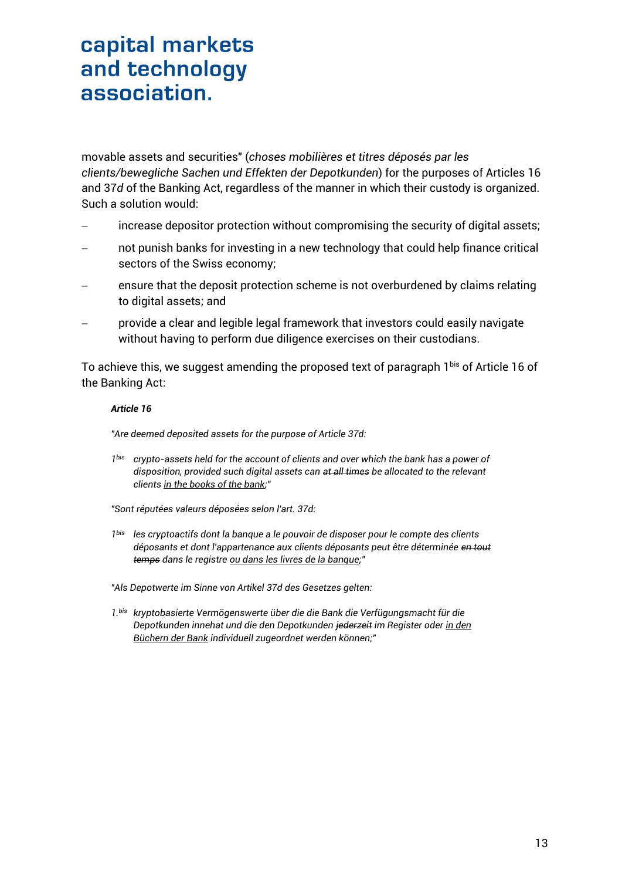movable assets and securities" (*choses mobilières et titres déposés par les clients/bewegliche Sachen und Effekten der Depotkunden*) for the purposes of Articles 16 and 37*d* of the Banking Act, regardless of the manner in which their custody is organized. Such a solution would:

- increase depositor protection without compromising the security of digital assets;
- not punish banks for investing in a new technology that could help finance critical sectors of the Swiss economy;
- ensure that the deposit protection scheme is not overburdened by claims relating to digital assets; and
- provide a clear and legible legal framework that investors could easily navigate without having to perform due diligence exercises on their custodians.

To achieve this, we suggest amending the proposed text of paragraph 1bis of Article 16 of the Banking Act:

> ***Article 16***
>
> *"Are deemed deposited assets for the purpose of Article 37d:*
>
> *1bis crypto-assets held for the account of clients and over which the bank has a power of disposition, provided such digital assets can ~~at all times~~ be allocated to the relevant clients <u>in the books of the bank</u>;"*
>
> *"Sont réputées valeurs déposées selon l'art. 37d:*
>
> *1bis les cryptoactifs dont la banque a le pouvoir de disposer pour le compte des clients déposants et dont l'appartenance aux clients déposants peut être déterminée ~~en tout temps~~ dans le registre <u>ou dans les livres de la banque</u>;"*
>
> *"Als Depotwerte im Sinne von Artikel 37d des Gesetzes gelten:*
>
> *1.bis kryptobasierte Vermögenswerte über die die Bank die Verfügungsmacht für die Depotkunden innehat und die den Depotkunden ~~jederzeit~~ im Register oder <u>in den Büchern der Bank</u> individuell zugeordnet werden können;"*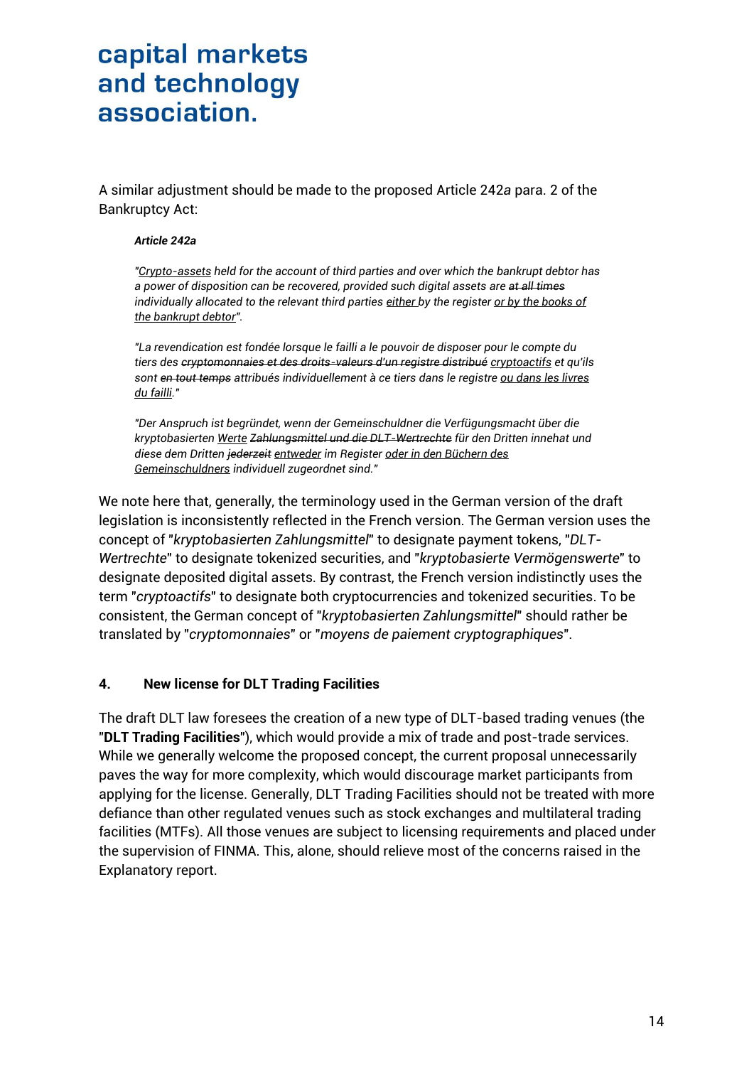A similar adjustment should be made to the proposed Article 242*a* para. 2 of the Bankruptcy Act:

> ***Article 242a***
>
> *"<u>Crypto-assets</u> held for the account of third parties and over which the bankrupt debtor has a power of disposition can be recovered, provided such digital assets are ~~at all times~~ individually allocated to the relevant third parties <u>either</u> by the register <u>or by the books of the bankrupt debtor</u>".*
>
> *"La revendication est fondée lorsque le failli a le pouvoir de disposer pour le compte du tiers des ~~cryptomonnaies et des droits-valeurs d'un registre distribué~~ <u>cryptoactifs</u> et qu'ils sont ~~en tout temps~~ attribués individuellement à ce tiers dans le registre <u>ou dans les livres du failli</u>."*
>
> *"Der Anspruch ist begründet, wenn der Gemeinschuldner die Verfügungsmacht über die kryptobasierten <u>Werte</u> ~~Zahlungsmittel und die DLT-Wertrechte~~ für den Dritten innehat und diese dem Dritten ~~jederzeit~~ <u>entweder</u> im Register <u>oder in den Büchern des Gemeinschuldners</u> individuell zugeordnet sind."*

We note here that, generally, the terminology used in the German version of the draft legislation is inconsistently reflected in the French version. The German version uses the concept of "*kryptobasierten Zahlungsmittel*" to designate payment tokens, "*DLT-Wertrechte*" to designate tokenized securities, and "*kryptobasierte Vermögenswerte*" to designate deposited digital assets. By contrast, the French version indistinctly uses the term "*cryptoactifs*" to designate both cryptocurrencies and tokenized securities. To be consistent, the German concept of "*kryptobasierten Zahlungsmittel*" should rather be translated by "*cryptomonnaies*" or "*moyens de paiement cryptographiques*".

## 4. New license for DLT Trading Facilities

The draft DLT law foresees the creation of a new type of DLT-based trading venues (the "**DLT Trading Facilities**"), which would provide a mix of trade and post-trade services. While we generally welcome the proposed concept, the current proposal unnecessarily paves the way for more complexity, which would discourage market participants from applying for the license. Generally, DLT Trading Facilities should not be treated with more defiance than other regulated venues such as stock exchanges and multilateral trading facilities (MTFs). All those venues are subject to licensing requirements and placed under the supervision of FINMA. This, alone, should relieve most of the concerns raised in the Explanatory report.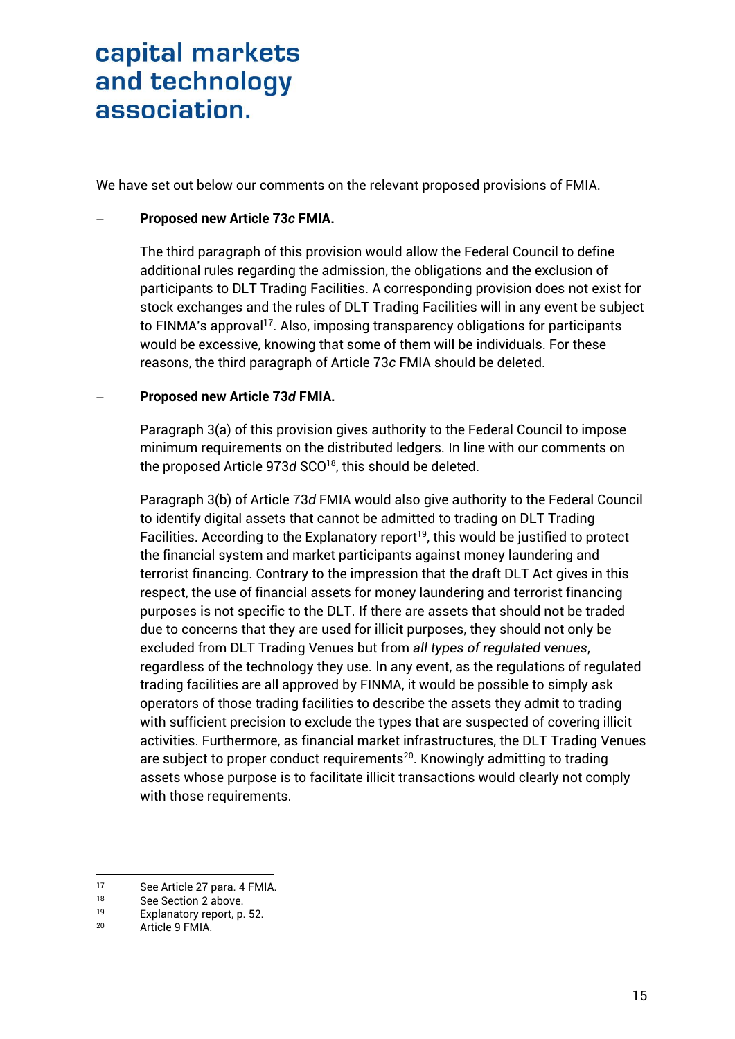We have set out below our comments on the relevant proposed provisions of FMIA.

- **Proposed new Article 73*c* FMIA.**

  The third paragraph of this provision would allow the Federal Council to define additional rules regarding the admission, the obligations and the exclusion of participants to DLT Trading Facilities. A corresponding provision does not exist for stock exchanges and the rules of DLT Trading Facilities will in any event be subject to FINMA's approval[17]. Also, imposing transparency obligations for participants would be excessive, knowing that some of them will be individuals. For these reasons, the third paragraph of Article 73*c* FMIA should be deleted.

- **Proposed new Article 73*d* FMIA.**

  Paragraph 3(a) of this provision gives authority to the Federal Council to impose minimum requirements on the distributed ledgers. In line with our comments on the proposed Article 973*d* SCO[18], this should be deleted.

  Paragraph 3(b) of Article 73*d* FMIA would also give authority to the Federal Council to identify digital assets that cannot be admitted to trading on DLT Trading Facilities. According to the Explanatory report[19], this would be justified to protect the financial system and market participants against money laundering and terrorist financing. Contrary to the impression that the draft DLT Act gives in this respect, the use of financial assets for money laundering and terrorist financing purposes is not specific to the DLT. If there are assets that should not be traded due to concerns that they are used for illicit purposes, they should not only be excluded from DLT Trading Venues but from *all types of regulated venues*, regardless of the technology they use. In any event, as the regulations of regulated trading facilities are all approved by FINMA, it would be possible to simply ask operators of those trading facilities to describe the assets they admit to trading with sufficient precision to exclude the types that are suspected of covering illicit activities. Furthermore, as financial market infrastructures, the DLT Trading Venues are subject to proper conduct requirements[20]. Knowingly admitting to trading assets whose purpose is to facilitate illicit transactions would clearly not comply with those requirements.

---

[17] See Article 27 para. 4 FMIA.

[18] See Section 2 above.

[19] Explanatory report, p. 52.

[20] Article 9 FMIA.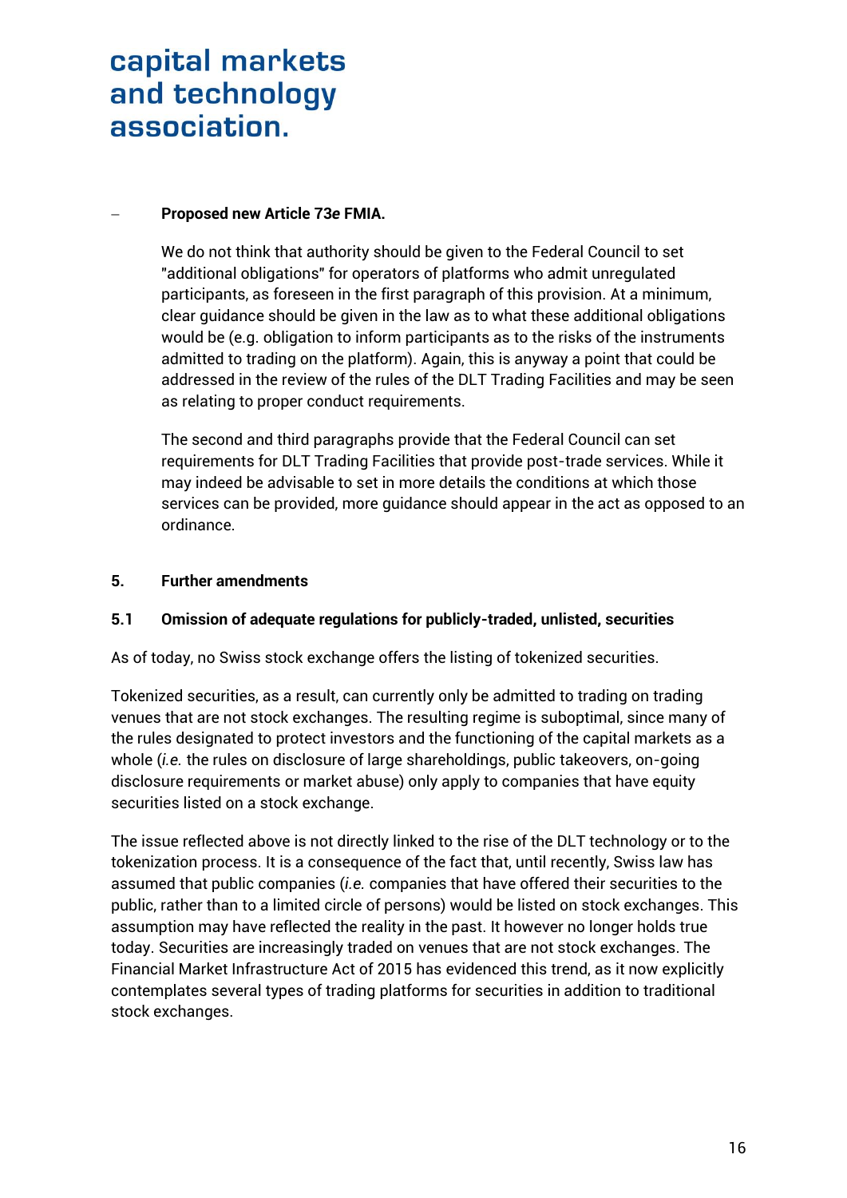- **Proposed new Article 73*e* FMIA.**

  We do not think that authority should be given to the Federal Council to set "additional obligations" for operators of platforms who admit unregulated participants, as foreseen in the first paragraph of this provision. At a minimum, clear guidance should be given in the law as to what these additional obligations would be (e.g. obligation to inform participants as to the risks of the instruments admitted to trading on the platform). Again, this is anyway a point that could be addressed in the review of the rules of the DLT Trading Facilities and may be seen as relating to proper conduct requirements.

  The second and third paragraphs provide that the Federal Council can set requirements for DLT Trading Facilities that provide post-trade services. While it may indeed be advisable to set in more details the conditions at which those services can be provided, more guidance should appear in the act as opposed to an ordinance.

## 5. Further amendments

### 5.1 Omission of adequate regulations for publicly-traded, unlisted, securities

As of today, no Swiss stock exchange offers the listing of tokenized securities.

Tokenized securities, as a result, can currently only be admitted to trading on trading venues that are not stock exchanges. The resulting regime is suboptimal, since many of the rules designated to protect investors and the functioning of the capital markets as a whole (*i.e.* the rules on disclosure of large shareholdings, public takeovers, on-going disclosure requirements or market abuse) only apply to companies that have equity securities listed on a stock exchange.

The issue reflected above is not directly linked to the rise of the DLT technology or to the tokenization process. It is a consequence of the fact that, until recently, Swiss law has assumed that public companies (*i.e.* companies that have offered their securities to the public, rather than to a limited circle of persons) would be listed on stock exchanges. This assumption may have reflected the reality in the past. It however no longer holds true today. Securities are increasingly traded on venues that are not stock exchanges. The Financial Market Infrastructure Act of 2015 has evidenced this trend, as it now explicitly contemplates several types of trading platforms for securities in addition to traditional stock exchanges.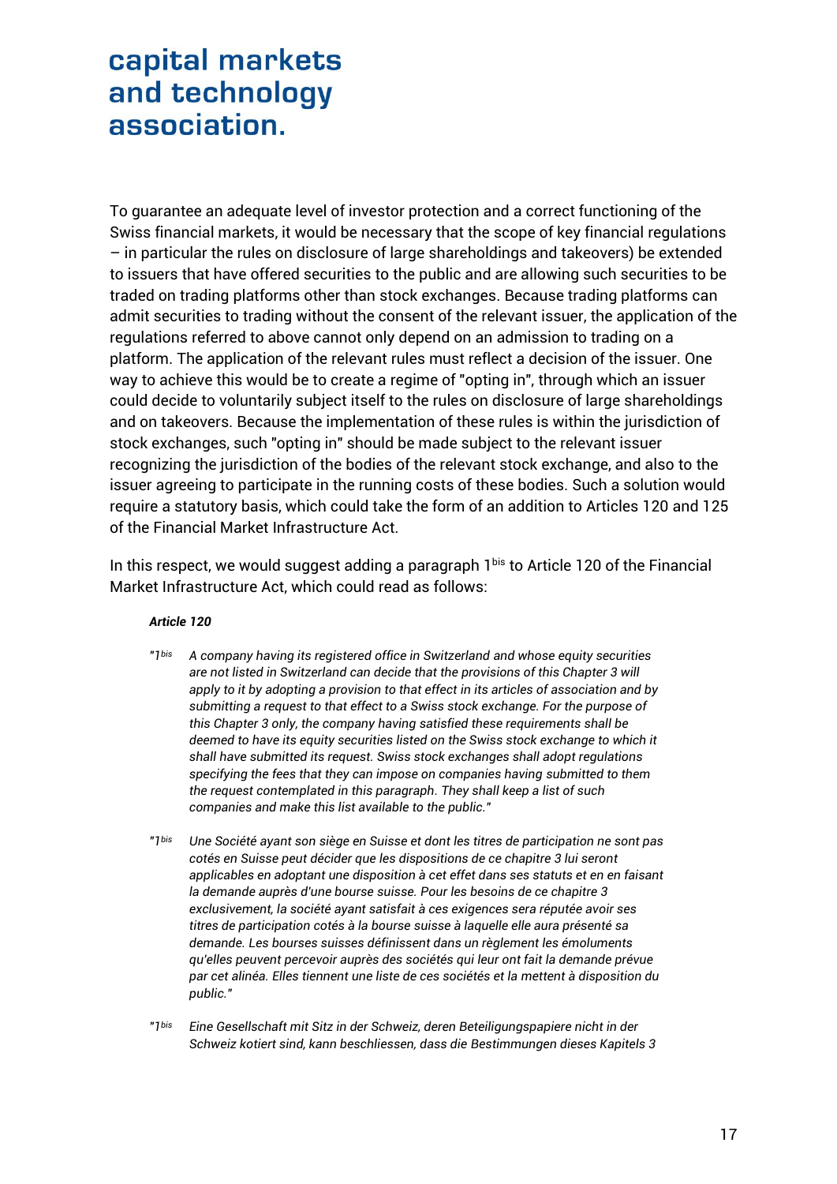To guarantee an adequate level of investor protection and a correct functioning of the Swiss financial markets, it would be necessary that the scope of key financial regulations – in particular the rules on disclosure of large shareholdings and takeovers) be extended to issuers that have offered securities to the public and are allowing such securities to be traded on trading platforms other than stock exchanges. Because trading platforms can admit securities to trading without the consent of the relevant issuer, the application of the regulations referred to above cannot only depend on an admission to trading on a platform. The application of the relevant rules must reflect a decision of the issuer. One way to achieve this would be to create a regime of "opting in", through which an issuer could decide to voluntarily subject itself to the rules on disclosure of large shareholdings and on takeovers. Because the implementation of these rules is within the jurisdiction of stock exchanges, such "opting in" should be made subject to the relevant issuer recognizing the jurisdiction of the bodies of the relevant stock exchange, and also to the issuer agreeing to participate in the running costs of these bodies. Such a solution would require a statutory basis, which could take the form of an addition to Articles 120 and 125 of the Financial Market Infrastructure Act.

In this respect, we would suggest adding a paragraph 1$^{bis}$ to Article 120 of the Financial Market Infrastructure Act, which could read as follows:

***Article 120***

*"1$^{bis}$ A company having its registered office in Switzerland and whose equity securities are not listed in Switzerland can decide that the provisions of this Chapter 3 will apply to it by adopting a provision to that effect in its articles of association and by submitting a request to that effect to a Swiss stock exchange. For the purpose of this Chapter 3 only, the company having satisfied these requirements shall be deemed to have its equity securities listed on the Swiss stock exchange to which it shall have submitted its request. Swiss stock exchanges shall adopt regulations specifying the fees that they can impose on companies having submitted to them the request contemplated in this paragraph. They shall keep a list of such companies and make this list available to the public."*

*"1$^{bis}$ Une Société ayant son siège en Suisse et dont les titres de participation ne sont pas cotés en Suisse peut décider que les dispositions de ce chapitre 3 lui seront applicables en adoptant une disposition à cet effet dans ses statuts et en en faisant la demande auprès d'une bourse suisse. Pour les besoins de ce chapitre 3 exclusivement, la société ayant satisfait à ces exigences sera réputée avoir ses titres de participation cotés à la bourse suisse à laquelle elle aura présenté sa demande. Les bourses suisses définissent dans un règlement les émoluments qu'elles peuvent percevoir auprès des sociétés qui leur ont fait la demande prévue par cet alinéa. Elles tiennent une liste de ces sociétés et la mettent à disposition du public."*

*"1$^{bis}$ Eine Gesellschaft mit Sitz in der Schweiz, deren Beteiligungspapiere nicht in der Schweiz kotiert sind, kann beschliessen, dass die Bestimmungen dieses Kapitels 3*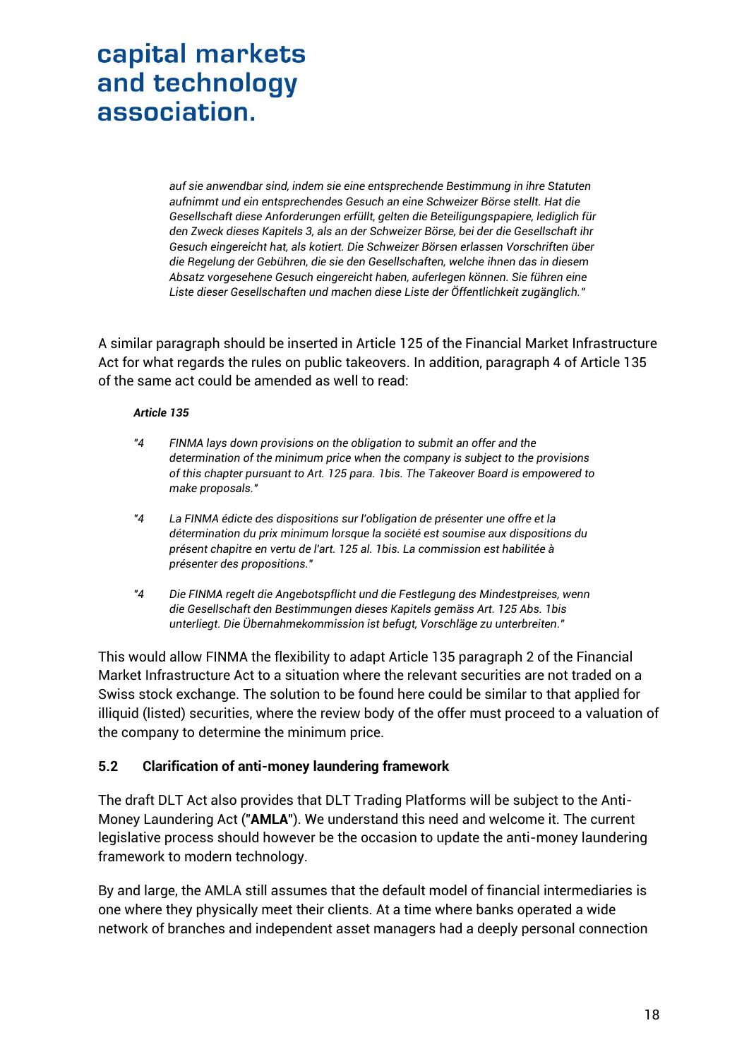*auf sie anwendbar sind, indem sie eine entsprechende Bestimmung in ihre Statuten aufnimmt und ein entsprechendes Gesuch an eine Schweizer Börse stellt. Hat die Gesellschaft diese Anforderungen erfüllt, gelten die Beteiligungspapiere, lediglich für den Zweck dieses Kapitels 3, als an der Schweizer Börse, bei der die Gesellschaft ihr Gesuch eingereicht hat, als kotiert. Die Schweizer Börsen erlassen Vorschriften über die Regelung der Gebühren, die sie den Gesellschaften, welche ihnen das in diesem Absatz vorgesehene Gesuch eingereicht haben, auferlegen können. Sie führen eine Liste dieser Gesellschaften und machen diese Liste der Öffentlichkeit zugänglich."*

A similar paragraph should be inserted in Article 125 of the Financial Market Infrastructure Act for what regards the rules on public takeovers. In addition, paragraph 4 of Article 135 of the same act could be amended as well to read:

***Article 135***

*"4 FINMA lays down provisions on the obligation to submit an offer and the determination of the minimum price when the company is subject to the provisions of this chapter pursuant to Art. 125 para. 1bis. The Takeover Board is empowered to make proposals."*

*"4 La FINMA édicte des dispositions sur l'obligation de présenter une offre et la détermination du prix minimum lorsque la société est soumise aux dispositions du présent chapitre en vertu de l'art. 125 al. 1bis. La commission est habilitée à présenter des propositions."*

*"4 Die FINMA regelt die Angebotspflicht und die Festlegung des Mindestpreises, wenn die Gesellschaft den Bestimmungen dieses Kapitels gemäss Art. 125 Abs. 1bis unterliegt. Die Übernahmekommission ist befugt, Vorschläge zu unterbreiten."*

This would allow FINMA the flexibility to adapt Article 135 paragraph 2 of the Financial Market Infrastructure Act to a situation where the relevant securities are not traded on a Swiss stock exchange. The solution to be found here could be similar to that applied for illiquid (listed) securities, where the review body of the offer must proceed to a valuation of the company to determine the minimum price.

### 5.2 Clarification of anti-money laundering framework

The draft DLT Act also provides that DLT Trading Platforms will be subject to the Anti-Money Laundering Act ("**AMLA**"). We understand this need and welcome it. The current legislative process should however be the occasion to update the anti-money laundering framework to modern technology.

By and large, the AMLA still assumes that the default model of financial intermediaries is one where they physically meet their clients. At a time where banks operated a wide network of branches and independent asset managers had a deeply personal connection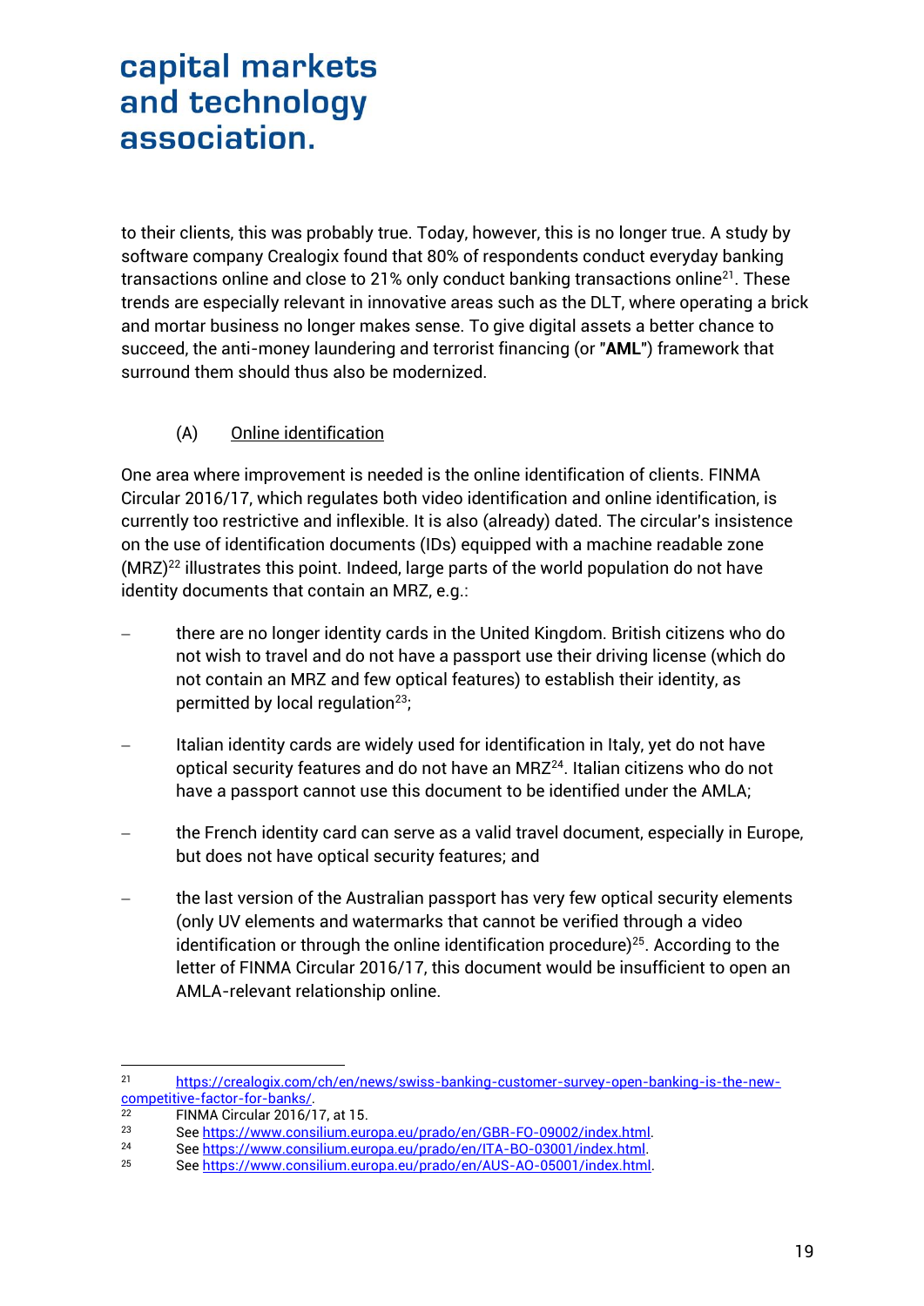to their clients, this was probably true. Today, however, this is no longer true. A study by software company Crealogix found that 80% of respondents conduct everyday banking transactions online and close to 21% only conduct banking transactions online[21]. These trends are especially relevant in innovative areas such as the DLT, where operating a brick and mortar business no longer makes sense. To give digital assets a better chance to succeed, the anti-money laundering and terrorist financing (or "**AML**") framework that surround them should thus also be modernized.

### (A) Online identification

One area where improvement is needed is the online identification of clients. FINMA Circular 2016/17, which regulates both video identification and online identification, is currently too restrictive and inflexible. It is also (already) dated. The circular's insistence on the use of identification documents (IDs) equipped with a machine readable zone (MRZ)[22] illustrates this point. Indeed, large parts of the world population do not have identity documents that contain an MRZ, e.g.:

- there are no longer identity cards in the United Kingdom. British citizens who do not wish to travel and do not have a passport use their driving license (which do not contain an MRZ and few optical features) to establish their identity, as permitted by local regulation[23];
- Italian identity cards are widely used for identification in Italy, yet do not have optical security features and do not have an MRZ[24]. Italian citizens who do not have a passport cannot use this document to be identified under the AMLA;
- the French identity card can serve as a valid travel document, especially in Europe, but does not have optical security features; and
- the last version of the Australian passport has very few optical security elements (only UV elements and watermarks that cannot be verified through a video identification or through the online identification procedure)[25]. According to the letter of FINMA Circular 2016/17, this document would be insufficient to open an AMLA-relevant relationship online.

---

[21] https://crealogix.com/ch/en/news/swiss-banking-customer-survey-open-banking-is-the-new-competitive-factor-for-banks/.

[22] FINMA Circular 2016/17, at 15.

[23] See https://www.consilium.europa.eu/prado/en/GBR-FO-09002/index.html.

[24] See https://www.consilium.europa.eu/prado/en/ITA-BO-03001/index.html.

[25] See https://www.consilium.europa.eu/prado/en/AUS-AO-05001/index.html.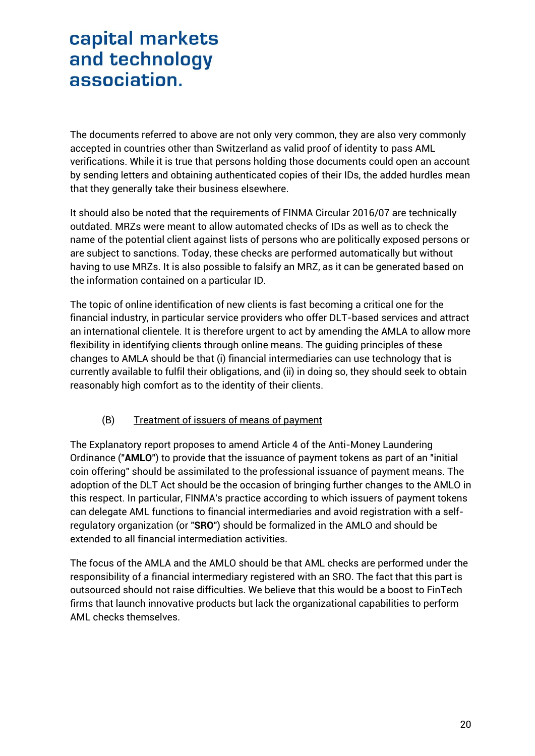The documents referred to above are not only very common, they are also very commonly accepted in countries other than Switzerland as valid proof of identity to pass AML verifications. While it is true that persons holding those documents could open an account by sending letters and obtaining authenticated copies of their IDs, the added hurdles mean that they generally take their business elsewhere.

It should also be noted that the requirements of FINMA Circular 2016/07 are technically outdated. MRZs were meant to allow automated checks of IDs as well as to check the name of the potential client against lists of persons who are politically exposed persons or are subject to sanctions. Today, these checks are performed automatically but without having to use MRZs. It is also possible to falsify an MRZ, as it can be generated based on the information contained on a particular ID.

The topic of online identification of new clients is fast becoming a critical one for the financial industry, in particular service providers who offer DLT-based services and attract an international clientele. It is therefore urgent to act by amending the AMLA to allow more flexibility in identifying clients through online means. The guiding principles of these changes to AMLA should be that (i) financial intermediaries can use technology that is currently available to fulfil their obligations, and (ii) in doing so, they should seek to obtain reasonably high comfort as to the identity of their clients.

### (B) <u>Treatment of issuers of means of payment</u>

The Explanatory report proposes to amend Article 4 of the Anti-Money Laundering Ordinance ("**AMLO**") to provide that the issuance of payment tokens as part of an "initial coin offering" should be assimilated to the professional issuance of payment means. The adoption of the DLT Act should be the occasion of bringing further changes to the AMLO in this respect. In particular, FINMA's practice according to which issuers of payment tokens can delegate AML functions to financial intermediaries and avoid registration with a self-regulatory organization (or "**SRO**") should be formalized in the AMLO and should be extended to all financial intermediation activities.

The focus of the AMLA and the AMLO should be that AML checks are performed under the responsibility of a financial intermediary registered with an SRO. The fact that this part is outsourced should not raise difficulties. We believe that this would be a boost to FinTech firms that launch innovative products but lack the organizational capabilities to perform AML checks themselves.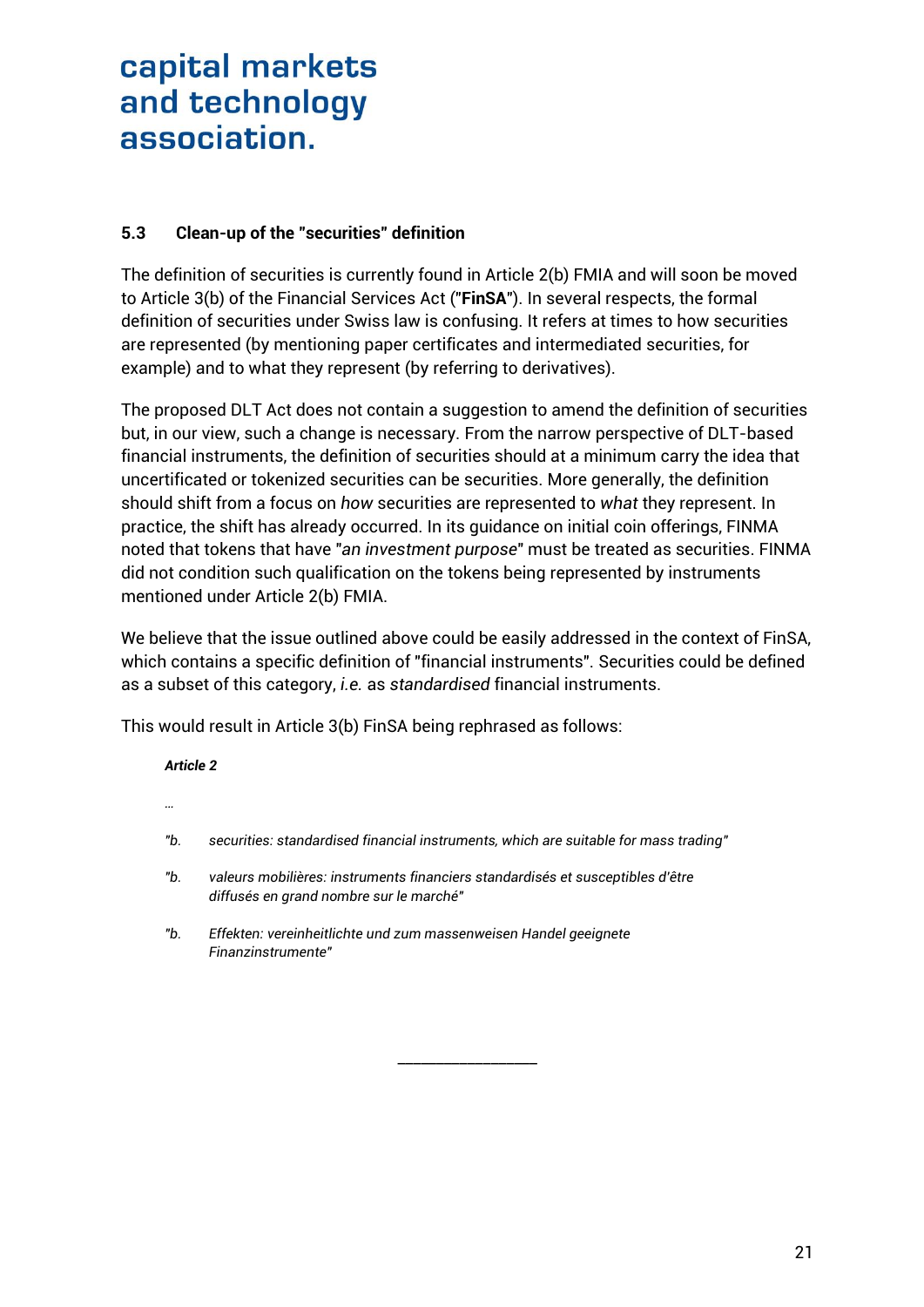## 5.3 Clean-up of the "securities" definition

The definition of securities is currently found in Article 2(b) FMIA and will soon be moved to Article 3(b) of the Financial Services Act ("**FinSA**"). In several respects, the formal definition of securities under Swiss law is confusing. It refers at times to how securities are represented (by mentioning paper certificates and intermediated securities, for example) and to what they represent (by referring to derivatives).

The proposed DLT Act does not contain a suggestion to amend the definition of securities but, in our view, such a change is necessary. From the narrow perspective of DLT-based financial instruments, the definition of securities should at a minimum carry the idea that uncertificated or tokenized securities can be securities. More generally, the definition should shift from a focus on *how* securities are represented to *what* they represent. In practice, the shift has already occurred. In its guidance on initial coin offerings, FINMA noted that tokens that have "*an investment purpose*" must be treated as securities. FINMA did not condition such qualification on the tokens being represented by instruments mentioned under Article 2(b) FMIA.

We believe that the issue outlined above could be easily addressed in the context of FinSA, which contains a specific definition of "financial instruments". Securities could be defined as a subset of this category, *i.e.* as *standardised* financial instruments.

This would result in Article 3(b) FinSA being rephrased as follows:

> ***Article 2***
>
> *…*
>
> *"b. securities: standardised financial instruments, which are suitable for mass trading"*
>
> *"b. valeurs mobilières: instruments financiers standardisés et susceptibles d'être diffusés en grand nombre sur le marché"*
>
> *"b. Effekten: vereinheitlichte und zum massenweisen Handel geeignete Finanzinstrumente"*

---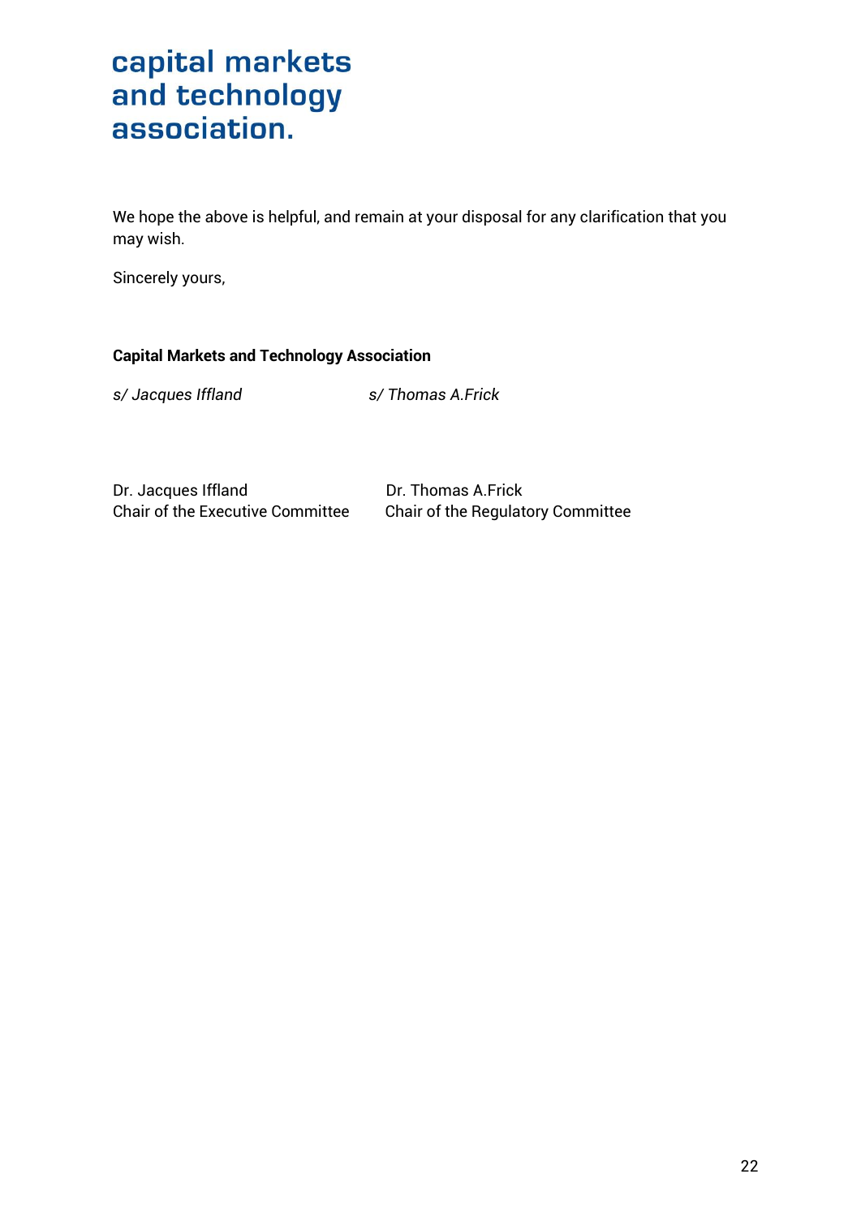capital markets
and technology
association.

We hope the above is helpful, and remain at your disposal for any clarification that you may wish.

Sincerely yours,

**Capital Markets and Technology Association**

*s/ Jacques Iffland* *s/ Thomas A.Frick*

Dr. Jacques Iffland
Chair of the Executive Committee

Dr. Thomas A.Frick
Chair of the Regulatory Committee